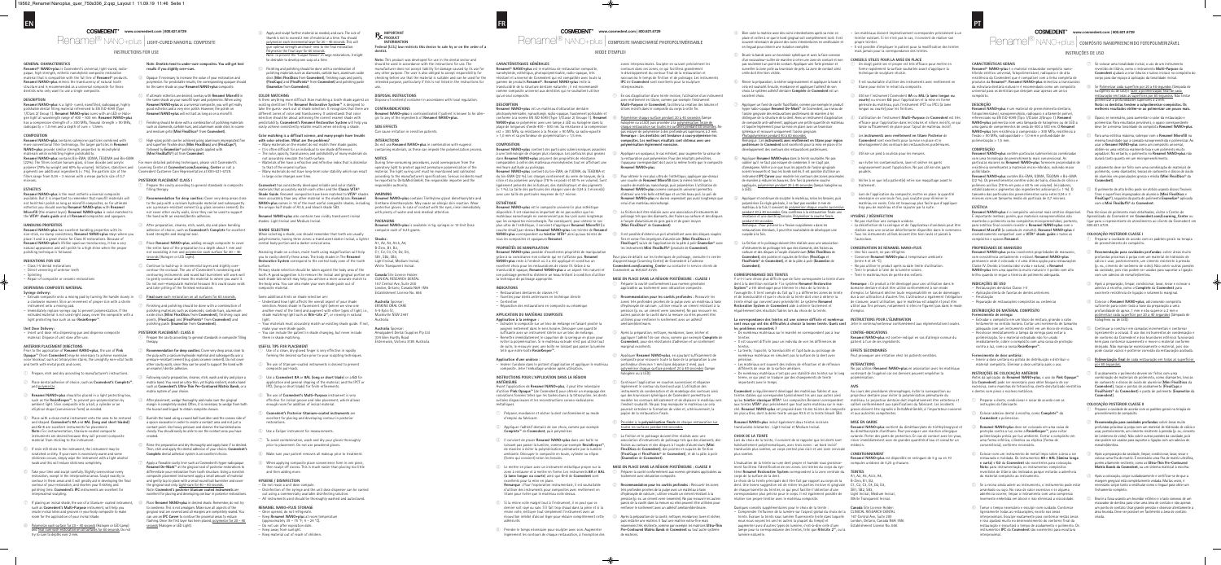COSMEDENT® www.cosmedent.com | 800.621.6729

# Renamel® NANO-plus | LIGHT-CURED NANOFILL COMPOSITE

INSTRUCTIONS FOR USE

## GENERAL CHARACTERISTICS

**Renamel® NANO-plus** is Cosmedent's universal, light-cured, radiopaque, high strength, enamel-matched composite restorative material that is compatible with all the **Renamel®** products. **Renamel NANO-plus** mimics the translucency of natural tooth structure and is recommended as a universal composite for those dentists who only want to use a single composite.

## DESCRIPTION

**Renamel NANO-plus** is a light-cured, nanofilled, radiopaque, highly polishable dental filling material referenced in EN ISO 4049 (Type 1/Class 2/ Group 1). **Renamel NANO-plus** cures with a blue visible light with a wavelength range of 400 – 500 nm. **Renamel NANO-plus** has a compressive strength of > 380 MPa, flexural strength > 90 MPa, radiopacity > 1.0 mm and a depth of cure > 1.5 mm.

## COMPOSITION

**Renamel NANO-plus** contains surface-treated particles combined with more conventional filler technology. The larger particles in **Renamel NANO-plus** provide similar strength properties to microhybrid composites while containing higher polishability.

**Renamel NANO-plus** contains Bis-GMA, TEGDMA, UDMA and Bis-EMA (22%). The fillers contain barium glass, silicon dioxide and acrylic polymer (78% by weight and 60% by volume). Initiators, stabilizers and pigments are additional ingredients (< 1%). The particle size of the fillers range from 0.04 – 1 micron with a mean particle size of 0.7 microns.

## ESTHETICS

**Renamel NANO-plus** is the most esthetic universal composite available. But it is important to remember that nanofill materials will not hold their polish as long as microfill composites, so for esthetic restorations you should overlay **Renamel NANO-plus** with **Renamel Microfill** (the enamel layer). **Renamel NANO-plus** is color matched to the VITA® shade guide and all **Renamel** composites and opaquers.

## HANDLING PROPERTIES

**Renamel NANO-plus** has excellent handling properties with its non-sticky, no slump consistency. **Renamel NANO-plus** stays where you place it and is ideal for Class IV incisal tips. Because of **Renamel NANO-plus**'s life-like optical properties, it blends into natural appearance and will polish to a high shine when the proper polishing technique is followed.

## INDICATIONS FOR USE

- Class I-V dental restorations
- Direct veneering of anterior teeth
- Splinting
- Repair of composite or ceramic restorations

## DISPENSING COMPOSITE MATERIAL

**Syringe delivery:**

- Extrude composite onto a mixing pad by turning the handle slowly in a clockwise manner. Do not over-extrude.
- Immediately replace syringe cap to prevent polymerization. If the extruded material is not used right away, cover the compound with a light protecting box such as our **ResinKeeper™**.

**Unit Dose Delivery:**

- Insert unit dose into dispensing gun and dispense composite material. Dispose of unit dose after use.

## ANTERIOR PLACEMENT DIRECTIONS

Prior to the application of **Renamel NANO-plus**, the use of **Pink Opaque™** (from Cosmedent) may be necessary to achieve maximum color blockout, such as in Class IV restorations.

1. Prepare, etch and dry according to manufacturer's instructions.
2. Place dental adhesive of choice, such as Cosmedent's **Complete™**, and polymerize.
3. **Renamel NANO-plus** should be placed in a light protecting box, such as the **ResinKeeper™**, to prevent pre-polymerization by ambient light. Load composite into a tray, a syringe or an elliptical shape (convenience form) as needed.
4. Place with a clean metal instrument onto the area to be restored and shape. Cosmedent's **IPC-L** and **IPC-Long and short bladed** instruments are recommended for placement. **Note:** For instrumentation, titanium-coated composite instruments are desired because they will prevent composite material from sticking to the instrument.
5. If resin still sticks to the instrument, the instrument may be scratched or dirty. Simply wipe your instrument with a light alcohol swab and this will reduce stickiness completely.
6. Take your time and sculpt carefully. Slightly overcontour every restoration, except in the interproximal area. Sculpt exactly to contour in these areas and it will greatly aid in developing the final contour of your restoration, and facilitate your finishing and polishing. Cosmedent's **IPC** instruments are excellent for interproximal sculpting.
7. If placing an incisal shade, the use of a Cosmedent-coated instrument, such as Cosmedent's **Multi-Purpose** instrument, will help you create incisal lobes and prepare the composite to make room for the application of your incisal shade.
8. Polymerize each layer for 20 – 40 seconds (halogen or LED lamp) with light of at least 500 mW/cm².
9. Apply and sculpt further material as needed and cure. The rule of thumb is not to exceed 2 mm of material at a time. You should polymerize each increment for 20 – 40 seconds. This will give optimal strength and hardness to the final restoration. Final cure for 40 seconds.
10. To provide the final surface luster on your restoration, it may be desirable to develop a coat of a polishing protocol.
11. Finishing and polishing should be done with a combination of polishing materials such as diamonds, carbide burs, aluminum oxide discs (**Flexi-Disc**s from Cosmedent), finishing cups and points (**FlexiCups®** and **FlexiPoints®** from Cosmedent) and polishing paste (**Enamelize** from Cosmedent).

**Note: Dentists tend to under-cure composites. You will get best results if you slightly over-cure.**

- Opaque: If necessary to remove the value of your restoration and polymerize the predictable results, the corresponding opaquer should be the same shade as your **Renamel NANO-plus** composite.
- If ultimate esthetics are desired, overlay with **Renamel Microfill** in the same shade as your nanofill layer and polymerize. When using **Renamel Microfill** as an enamel composite, you will get really good esthetics and a very nice polish. However, the polish on **Renamel NANO-plus** will not last as long as on microfill.
- Finishing should be done with a combination of polishing materials such as diamonds, carbide burs, and aluminum oxide discs in coarse and medium grits (**Mini FlexiDisc®** from Cosmedent).
- High-gloss polish can be achieved using aluminum impregnated fine and superfine FlexiDiscs (**Mini FlexiDiscs®** and **FlexiBuffs®**), followed by **Enamelize™** polishing paste applied with (**Mini FlexiBuff®**) all from **Cosmedent**.

For more detailed polishing techniques, please visit Cosmedent's Learning Center at **Cosmedent.com/Learning_Center** or call a Cosmedent Customer Care Representative at 800-621-6729.

## POSTERIOR PLACEMENT: CLASS I

1. Prepare the cavity according to general standards in composite filling therapy.
2. **Recommendation for deep cavities:** Cover very deep areas close to the pulp with a calcium hydroxide material and subsequently use a pressure-resistant cement (e.g. glass ionomer cement). Do not cover other cavity walls, since they can be used to support the bond with an enamel-dentin adhesive.
3. After preparation, cleanse with, etch, dry and place bonding adhesive of choice, such as Cosmedent's **Complete** for excellent bond strength and marginal seal.
4. Place **Renamel NANO-plus**, adding enough composite to cover the entire base of the preparation to a depth about 1 mm and cure according to mm and polymerize each surface for 20 – 40 seconds (halogen or LED light).
5. Continue to build up in incremental layers and slightly overcontour the occlusal. The use of Cosmedent's condensing and contouring instruments and round ball burnishers will work well to gently contour and move the material to where you want it. Condensing and burnishing is also important. It is a good cause mold and latter pitting of the finished restoration.
6. **Final cure each restoration on all surfaces for 40 seconds.**
7. Finishing and polishing should be done with a combination of polishing materials such as diamonds, carbide burs, aluminum oxide discs (**Flexi-Discs** from Cosmedent), finishing cups and points (**FlexiCups®** and **FlexiPoints®** from Cosmedent) and polishing paste (**Enamelize** from Cosmedent).

## POSTERIOR PLACEMENT: CLASS II

1. Prepare the cavity according to general standards in composite filling therapy.
2. **Recommendation for deep cavities:** Cover very deep areas close to the pulp with a calcium hydroxide material and subsequently use a pressure-resistant cement (e.g. glass ionomer cement). Do not cover other cavity walls, since they can be used to support the bond with an enamel-dentin adhesive.
3. Following cavity preparation, cleanse, etch, wash and dry and place a matrix band. You need an ultra-thin yet highly resilient, ready-made matrix such as **Cosmedent's Ultra-Thin Pre-Contoured Matrix Bands**, or a matrix system of your choice.
4. After placement, wedge thoroughly and make sure the gingival margin is completely sealed (Note, it is necessary to wedge from both the buccal and lingual to obtain complete closure).
5. Burnish the band using a round ball burnisher and the convex side of a spoon excavator in order to create a contact area and not just a contact point. This brings your proximal contour and the burnished area closely. You should never be able to see the contact once you have created.
6. Rinse the preparation and dry thoroughly and apply bond (if needed). Then, etch and apply the dental adhesive of your choice. Cosmedent's **Complete** dental adhesive system is an excellent choice.
7. Apply a flowable cavity liner such as Cosmedent's hyper radiopaque **Renamel Flo-Mark™** at the gingival wall of proximal restorations to differentiate your restoration from tooth structure. Using a resilient, composite placement instrument apply a small amount of material and gently adapt to place with a small round ball burnisher and cover the gingival wall area, light-cure for 20 – 40 seconds.
   **Note:** Cosmedent's patented dual-ended instrument serves as excellent for placing and developing marginal areas in posterior restorations.
8. Place **Renamel NANO-plus** in desired shade. Remember, do not try to condense. This is not amalgam. Make sure all aspects of the gingival wall are covered and all margins are completely sealed. You can use an **IPC Carver** to contour the proximal areas to reduce flashing. Once the first layer has been placed, polymerize for 20 – 40 seconds (**Halogen or LED light**).

9. Apply and sculpt further material as needed and cure. The rule of thumb is not to exceed 2 mm of material at a time. You should polymerize each increment for 20 – 40 seconds. This will give optimal strength and hardness to the final restoration.
10. Final cure each restoration on all surfaces for 40 seconds.
11. Finishing and polishing should be done with a combination of polishing materials such as diamonds, carbide burs, aluminum oxide discs (**Flexi-Discs** from Cosmedent), finishing cups and points (**FlexiCups®** and **FlexiPoints®** from Cosmedent) and polishing paste (**Enamelize** from Cosmedent).

## COLOR MATCHING

Is there anything more difficult than matching a tooth shade against an existing dentition? The **Renamel Restorative System™** is designed so that the greater need is out of shade selection. It recognizes that there are two sets of VITA shade guides currently. It cannot point that color selection should be about achieving the correct enamel shade with consistency. **Cosmedent's Renamel Restorative System** will help you easily achieve consistently reliable results when selecting a shade.

**Color matching is a difficult science, and many people have trouble with color selection. What are the problems?**

- Many materials on the market do not match their shades.
- It is often difficult for an individual to see shade differences.
- The value, opacity, translucency and polishability of many materials are not acceptable by matching the tooth surface.
- Materials often have a refractive and reflective index that is dissimilar to that of the enamel surface.
- Many materials do not have long-term color stability which can result in large color changes over time.

**Cosmedent** has consistently developed reliable and color stable materials that accurately match each other and the **Classic VITA® Shade Guide**. **Renamel** composites have been matched to **VITA®** shades more accurately than any other material on the marketplace. **Renamel NANO-plus** comes in any of the most useful composite shades, including the unique bell shade of A16, and bleach shade SB1.

**Renamel NANO-plus** also contains two vitally translucent incisal shades: Light Incisal and Medium Incisal.

## SHADE SELECTION

When selecting a shade, one should remember that teeth are usually layered. Assuming there are two, a translucent/enamel incisal, a lighter central body portion and a darker cervical area.

Assuming shade on a dual, most tooth using magnification will help you to identify tooth's three areas. The body shade is the **Renamel NANO-plus** body shade, which is sometimes lighter than on the tooth surface.

Primary shade selection should be taken against the body area of the tooth. A good suggestion is to remove the incisal and gingival portion of tooth shade tab which may help your achieve a more accurate match of the body area. Then match color to your own shade guide out of composite material.

Some additional hints on shade selection are:

- Understand that light affects the overall aspect of your shade selection. Shades selected under bright light can show one on another one) of the tooth and augment it with other types of light, i.e., shade matching light such as **Brite-Lite 2™**, or viewing in natural light.
- Your materials must accurately match an existing shade guide. If not, make your own shade guide.
- You can include the patient in shade choosing, but never include them in shade matching.

## USEFUL TIPS FOR PLACEMENT

- Use of a clean, dry gloved finger is very effective in rapidly forming the desired surface prior to your sculpting techniques.
- The use of titanium-coated instruments is desired to prevent composite pull-back.
- Use a **Cosmedent IPC-L**, **IPC-Long** or **short blade IPC** or **G3** for application and general shaping of the material, and the IPC or IPC-Nano for developing the surface refinements.
- The use of **Cosmedent's Multi-Purpose** instrument is very effective for incisal groove and lobe placement, which allows enough room for addition of incisal material.
- **Cosmedent's Pricketee titanium-coated instrument** are excellent for placing and developing contour in posterior restorations.
- Use a larger instrument for measurements.
- To avoid contamination, wash and dry your gloves thoroughly prior to placement. Do not use powdered gloves.
- Make sure your patient removes all makeup prior to treatment.
- When applying composite place conversions from in one plan, then round off excess. This is much easier than placing too little and then adding more.

## HYGIENE / DISINFECTION

- Do not reuse a unit dose capsule.
- Disinfection of the syringe and the unit dose dispenser can be carried out using a commercially available disinfecting solution.
- All instruments used should be thoroughly washed and sterilized.

## RENAMEL NANO-PLUS STORAGE

- Once opened, do not refrigerate.
- Keep **Renamel NANO-plus** at room temperature (approximately 18 – 25 °C (= 64 – 77 °F)).
- Do not use after expiration date.
- Keep away from sunlight.
- Keep material out of reach of children.

## ⚠ IMPORTANT PRODUCT INFORMATION

**Federal (U.S.) law restricts this device to sale by or on the order of a dentist.**

**Note:** This product was developed for use in the dental sector and should be used in accordance with the instructions for use. The manufacturer does not accept liability for damage caused by its use for any other purposes. The user is also obliged to accept responsibility for checking before use that the material is suitable and can be used for the intended purpose, particularly if this is not listed in the instructions for use.

## DISPOSAL INSTRUCTIONS

Dispose of emptied containers in accordance with local regulation.

## CONTRAINDICATIONS

**Renamel NANO-plus** is contraindicated if patient is known to be allergic to any of the ingredients of **Renamel NANO-plus**.

## SIDE EFFECTS

Can cause irritation in sensitive patients.

## INTERACTIONS

Do not use **Renamel NANO-plus** in combination with eugenol-containing materials, as these can impede the polymerization process.

## NOTICE

During time-consuming procedures, avoid exposures from the operatory light to prevent against premature polymerization of the material. The light curing unit must be maintained and calibrated according to the manufacturer's specifications. Serious incidents must be reported to Cosmedent and the responsible authority.

## WARNING

**Renamel NANO-plus** contains Methacrylate and Dimethacrylate and Urethane dimethacrylate. May cause an allergic skin reaction. Wear protective gloves. In case of contact with the eyes, rinse immediately with plenty of water and seek medical attention.

## PACKAGING

**Renamel NANO-plus** is available in 4g syringes or 10 Unit Dose compules each of 0.25 grams.

**Shades:**
A1, A2, A3, A3.5, A4,
B-Dlm, B1, B2,
C1, C2, C3, C4, D2, D3,
SB1, SB2, SB3,
Light Incisal, Medium Incisal,
White Translucent Incisal

**Canada** Life Science Holder:
CLINICAL RESEARCH DENTAL
167 Central Ave, Suite 200
London, Ontario, Canada N6A 1M6
Establishment Licence No. 666

**Australia** Sponsor:
ARGENE ORAL CARE Pty Ltd
4-8 Kahn St.
Mudgee(?) NSW 2447
Australia

**Australia** Sponsor:
Amalgamated Dental Supplies Pty Ltd
33 Eden Hardy Road
Eddersbush(?), Victoria 3186 Australia

---

COSMEDENT® www.cosmedent.com | 800.621.6729

# Renamel® NANO-plus | COMPOSITE NANOCHARGÉ PHOTOPOLYMÉRISABLE

MODE D'EMPLOI

## CARACTÉRISTIQUES GÉNÉRALES

**Renamel® NANO-plus** est le matériau de restauration composite universel de Cosmedent, photopolymérisable, radio-opaque, très résistant et assorti à l'émail, compatible avec tous les produits **Renamel®**. **Renamel NANO-plus** imite la translucidité de la structure dentaire naturelle et est recommandé comme composite universel aux dentistes qui ne souhaitent utiliser qu'un seul composite.

## DESCRIPTION

**Renamel NANO-plus** est un matériau d'obturation dentaire photopolymérisable, nanochargé, radio-opaque, hautement polissable et conforme à la norme EN ISO 4049 (Type 1/Classe 2/Groupe 1). **Renamel NANO-plus** polymérise avec une lumière bleue visible dont la longueur d'onde est comprise entre 400 et 500 nm. Sa résistance à la compression est > 380 MPa, sa résistance à la flexion > 90 MPa, sa radio-opacité > 1,0 mm et sa profondeur de polymérisation > 1,5 mm.

## COMPOSITION

**Renamel NANO-plus** contient des particules traitées en surface associées à une technologie de charge plus classique. Les particules plus grosses du **Renamel NANO-plus** offrent des propriétés de résistance comparables à celles des composites microhybrides tout en offrant une meilleure aptitude au polissage.

**Renamel NANO-plus** contient du Bis-GMA, du TEGDMA, de l'UDMA et du Bis-EMA (22 %). Les charges contiennent du verre de baryum, de la silice et du polymère acrylique (78 % en poids et 60 % en volume). Les initiateurs, stabilisants et pigments sont des ingrédients supplémentaires (< 1 %). La taille des particules des charges varie de 0,04 à 1 micron, avec une taille moyenne de 0,7 micron.

## ESTHÉTIQUE

**Renamel NANO-plus** est le composite universel le plus esthétique disponible. Il est cependant important de se rappeler que les matériaux nanochargés ne conservent pas leur poli aussi longtemps que les composites microchargés. Par conséquent, pour obtenir le meilleur résultat esthétique, il convient de recouvrir **Renamel NANO-plus** avec **Renamel Microfill** (couche émail). Les teintes de **Renamel NANO-plus** correspondent au teintier VITA® ainsi qu'à tous les composites et opaqueurs **Renamel**.

## PROPRIÉTÉS DE MANIPULATION

**Renamel NANO-plus** possède d'excellentes propriétés de manipulation grâce à sa consistance non collante qui ne s'affaisse pas. **Renamel NANO-plus** reste là où vous le placez et est idéal pour les bords incisifs de Classe IV. Grâce aux propriétés optiques naturelles de **Renamel NANO-plus**, il se fond dans l'aspect naturel et se polit jusqu'à obtenir un brillant élevé lorsque la technique de polissage appropriée est respectée.

## INDICATIONS

- Restaurations dentaires de classe I-V
- Facettes pour dents antérieures en technique directe
- Contention
- Réparation de restaurations en composite ou céramique

## APPLICATION DU MATÉRIAU COMPOSITE

**Application à la seringue :**

- Extruder le composite sur un bloc de mélange en tournant lentement la poignée dans le sens horaire. N'extruder que la quantité suffisante avec une pression d'extrusion modérée.
- Remettre immédiatement le capuchon de la seringue en place pour éviter la polymérisation. Si le matériau extrudé n'est pas utilisé tout de suite, le recouvrir avec une boîte de protection contre la lumière telle que notre **ResinKeeper™**.

**Application d'une unidose :**

- Insérer l'unidose dans le pistolet distributeur et appliquer le matériau composite. Jeter l'unidose après usage.

## INSTRUCTIONS POUR L'APPLICATION DANS LA RÉGION ANTÉRIEURE

Avant l'application de **Renamel NANO-plus**, l'usage d'un **Pink Opaque™** (de Cosmedent) peut s'avérer nécessaire pour obtenir un masquage maximal de la teinte, par exemple dans les restaurations de classe IV.

1. Préparer, mordancer et sécher la dent conformément aux instructions du fabricant.
2. Appliquer l'adhésif dentaire de votre choix, comme par exemple **Complete™** de **Cosmedent**, puis polymériser.
3. **Renamel NANO-plus** doit être conservé dans une boîte de protection contre la lumière, comme le **ResinKeeper™**, pour éviter une polymérisation prématurée due à la lumière ambiante. Charger le composite selon les besoins.
4. Mettre en place avec un instrument métallique propre sur la zone à restaurer et modeler. Les instruments **IPC-L**, **IPC-Long** et à lame courte de Cosmedent sont recommandés. **Remarque :** les instruments pour composite revêtus de titane sont préférables, car ils empêchent le matériau de coller à l'instrument.
5. Si la résine colle toujours à l'instrument, il se peut que ce dernier soit rayé ou sale. Il suffit d'essuyer l'instrument avec un tampon légèrement imbibé d'alcool pour éliminer complètement l'adhérence.
6. Prenez votre temps et sculptez soigneusement. Surcontourez légèrement chaque restauration, sauf dans la zone interproximale. Sculptez exactement le contour dans ces zones, cela facilitera grandement l'obtention du contour final de la restauration ainsi que la finition et le polissage. Les instruments **IPC** de Cosmedent sont excellents pour la sculpture interproximale.
7. En cas d'application d'une teinte incisale, l'utilisation d'un instrument revêtu de Cosmedent, comme l'instrument **Multi-Purpose** de **Cosmedent**, facilitera la création des lobes et l'espace nécessaire à la teinte incisale.
8. Polymériser chaque couche pendant 20 à 40 secondes (lampe halogène ou LED).
9. Appliquer et sculpter du matériau supplémentaire si nécessaire et polymériser. En règle générale, ne pas dépasser 2 mm de matériau à la fois. Polymériser chaque incrément pendant 20 à 40 secondes. Cela assurera une résistance et une dureté optimales à la restauration finale.
10. Polymérisation finale de chaque restauration sur toutes les surfaces pendant 40 secondes.
11. La finition et le polissage doivent être effectués avec une combinaison de matériaux de polissage tels que diamants, fraises carbure, disques à l'oxyde d'aluminium (**Flexi-Discs** de Cosmedent), cupules et pointes (**FlexiCups®** et **FlexiPoints®** de Cosmedent) et pâte à polir (**Enamelize** de Cosmedent).

**Remarque : les dentistes ont tendance à sous-polymériser les composites. Vous obtiendrez de meilleurs résultats en polymérisant légèrement plus longtemps.**

- Opaque : si nécessaire, afin de réduire la valeur de la restauration, l'opaqueur correspondant doit être de la même teinte que le composite **Renamel NANO-plus**.
- Si une esthétique optimale est recherchée, recouvrir avec **Renamel Microfill** de la même teinte que la couche nanochargée puis polymériser. En utilisant **Renamel Microfill** comme composite émail, vous obtiendrez une excellente esthétique et un très beau poli.
- La finition doit être effectuée avec une combinaison de matériaux de polissage tels que diamants, fraises carbure et disques à l'oxyde d'aluminium à grain gros et moyen (**Mini FlexiDisc®** de Cosmedent).
- Un polissage brillant peut être obtenu avec les disques FlexiDisc fins et extra-fins imprégnés d'oxyde d'aluminium (**Mini FlexiDiscs®** et **FlexiBuffs®**), suivis de la pâte à polir **Enamelize™** appliquée avec le **Mini FlexiBuff®**, tous de **Cosmedent**.

Pour des techniques de polissage plus détaillées, consultez le Learning Center de Cosmedent sur **Cosmedent.com/Learning_Center** ou contactez le service clientèle de Cosmedent au 800-621-6729.

## MISE EN PLACE DANS LA RÉGION POSTÉRIEURE : CLASSE I

1. Préparer la cavité conformément aux normes générales applicables au traitement par obturation composite.
2. **Recommandation pour les cavités profondes :** recouvrir les zones très profondes proches de la pulpe avec un matériau à base d'hydroxyde de calcium, puis utiliser un ciment résistant à la pression (p. ex. un ciment verre ionomère). Ne pas recouvrir les autres parois de la cavité dans la mesure où elles peuvent être utilisées pour renforcer la liaison avec un adhésif amélo-dentinaire.
3. Après la préparation, nettoyer, mordancer, sécher et appliquer l'adhésif de votre choix, comme par exemple **Complete** de Cosmedent, pour une excellente force d'adhésion et une excellente étanchéité marginale.
4. Appliquer **Renamel NANO-plus** en ajoutant suffisamment de composite pour recouvrir toute la base de la préparation sur une épaisseur d'environ 1 mm et polymériser chaque surface pendant 20 à 40 secondes (lampe halogène ou LED).
5. Continuer à construire en couches successives et surcontourer légèrement la surface occlusale. L'utilisation des instruments de condensation et de modelage de Cosmedent ainsi que des brunissoirs sphériques permet de modeler délicatement le matériau et de le déplacer à l'endroit souhaité.
6. **Polymérisation finale de chaque restauration sur toutes les surfaces pendant 40 secondes.**
7. La finition et le polissage doivent être effectués avec une combinaison de matériaux de polissage tels que diamants, fraises carbure, disques à l'oxyde d'aluminium (**Flexi-Discs** de Cosmedent), cupules et pointes (**FlexiCups®** et **FlexiPoints®** de Cosmedent) et pâte à polir (**Enamelize** de Cosmedent).

## MISE EN PLACE DANS LA RÉGION POSTÉRIEURE : CLASSE II

1. Préparer la cavité conformément aux normes générales applicables au traitement par obturation composite.
2. **Recommandation pour les cavités profondes :** recouvrir les zones très profondes proches de la pulpe avec un matériau à base d'hydroxyde de calcium, puis utiliser un ciment résistant à la pression (p. ex. un ciment verre ionomère). Ne pas recouvrir les autres parois de la cavité dans la mesure où elles peuvent être utilisées pour renforcer la liaison avec un adhésif amélo-dentinaire.
3. Après la préparation de la cavité, nettoyer, mordancer, laver et sécher, puis installer une matrice. Il faut une matrice ultra-fine mais extrêmement résistante, prête à l'emploi, comme par exemple les matrices **Ultra-Thin Pre-Contoured Matrix Bands** de **Cosmedent** ou tout autre système de matrice.
4. Une fois la matrice posée, bien caler avec des coins et s'assurer que la marge gingivale est entièrement scellée (il est nécessaire de placer les coins en vestibulaire et en lingual pour obtenir une fermeture complète).
5. Brunir la bande avec un brunissoir sphérique et avec la face convexe d'un excavateur en forme de cuillère afin de créer une zone de contact et non pas seulement un point de contact.
6. Rincer la préparation, la sécher soigneusement et appliquer le liant (si nécessaire). Ensuite, mordancer et appliquer l'adhésif de votre choix. Le système adhésif dentaire **Complete** de Cosmedent est un excellent choix.
7. Appliquer un fond de cavité fluide, comme par exemple le produit hyper radio-opaque **Renamel Flo-Mark™** de **Cosmedent**, au niveau de la paroi gingivale des restaurations proximales afin de distinguer la restauration de la structure dentaire. Polymériser pendant 20 à 40 secondes.
   **Remarque :** les instruments à double extrémité brevetés de Cosmedent sont excellents pour la mise en place et le modelage des zones marginales des restaurations postérieures.
8. Appliquer **Renamel NANO-plus** dans la teinte souhaitée. Ne pas essayer de condenser, il ne s'agit pas d'amalgame. Veiller à ce que la paroi gingivale soit entièrement recouverte et que toutes les marges soient parfaitement scellées. Une fois la première couche mise en place, polymériser pendant 20 à 40 secondes (lampe halogène ou LED).
9. Appliquer et sculpter du matériau supplémentaire si nécessaire et polymériser. En règle générale, ne pas dépasser 2 mm de matériau à la fois. Polymériser chaque incrément pendant 20 à 40 secondes.
10. Polymérisation finale de chaque restauration sur toutes les surfaces pendant 40 secondes.
11. La finition et le polissage doivent être effectués avec une combinaison de matériaux de polissage tels que diamants, fraises carbure, disques à l'oxyde d'aluminium (**Flexi-Discs** de Cosmedent), cupules et pointes (**FlexiCups®** et **FlexiPoints®** de Cosmedent) et pâte à polir (**Enamelize** de Cosmedent).

## CORRESPONDANCE DES TEINTES

Y a-t-il une chose plus difficile que de faire correspondre la teinte d'une dent à la denture existante ? Le système de restauration **Renamel Restorative System™** a été conçu pour faciliter le choix de la teinte. Il reconnaît qu'il existe deux types de teintier VITA. La sélection de la teinte doit viser à obtenir de façon constante la bonne teinte d'émail. Le système **Renamel Restorative System** de Cosmedent vous aidera à obtenir facilement des résultats fiables lors du choix de la teinte.

**La correspondance des teintes est une science difficile et nombreux sont ceux qui ont des difficultés à choisir la bonne teinte. Quels sont les problèmes ?**

- De nombreux matériaux sur le marché ne correspondent pas à leur teinte.
- Il est souvent difficile pour un individu de voir les différences de teinte.
- La valeur, l'opacité, la translucidité et l'aptitude au polissage de nombreux matériaux ne conviennent pas à la surface de la dent.
- Les matériaux ont souvent des indices de réfraction et de réflexion différents de ceux de la surface amélaire.
- De nombreux matériaux n'ont pas une stabilité de teinte sur le long terme, ce qui peut se traduire par des changements de teinte importants avec le temps.

**Cosmedent** a développé de façon constante des matériaux fiables et aux teintes stables qui correspondent parfaitement les uns aux autres ainsi qu'au teintier classique VITA®. Les composites **Renamel** ont été assortis aux teintes VITA® avec plus de précision que tout autre matériau sur le marché. **Renamel NANO-plus** est proposé dans les teintes de composite les plus utiles, dont la teinte unique A1 et la teinte bleach SB1.

**Renamel NANO-plus** inclut aussi deux teintes incisales translucides : Light Incisal et Medium Incisal.

## CHOIX DE LA TEINTE

Lors du choix de la teinte, il convient de se rappeler que les dents sont habituellement stratifiées. On distingue une zone incisale translucide/émail, une partie centrale plus claire et une zone cervicale plus foncée.

L'utilisation d'un grossissement aidera à identifier les trois zones de la dent. Le choix principal de la teinte doit s'effectuer par rapport à la zone du corps de la dent. Une bonne suggestion est de retirer la partie incisale et gingivale de l'échantillon du teintier, afin d'obtenir une correspondance plus précise de la zone du corps. Fabriquez ensuite votre propre teintier avec le composite.

Quelques conseils supplémentaires pour le choix de la teinte :

- Comprendre que la lumière affecte l'aspect général du choix de la teinte. Vérifier la teinte sous différents types de lumière, p. ex. avec une lampe de correspondance des teintes telle que **Brite-Lite 2™**, ou à la lumière naturelle.
- Les matériaux doivent correspondre précisément à un teintier existant. Sinon, fabriquez votre propre teintier.
- Vous pouvez inclure le patient dans le choix de la teinte, mais jamais dans la correspondance des teintes.

## CONSEILS UTILES POUR LA MISE EN PLACE

- Un doigt ganté propre et sec est très efficace pour modeler rapidement la surface souhaitée avant d'appliquer les techniques de sculpture.
- Il est souhaitable d'utiliser des instruments revêtus de titane pour éviter le retrait du composite.
- Utiliser l'instrument **Cosmedent IPC-L**, **IPC-Long** ou à lame courte ou **G3** pour l'application et le modelage général du matériau, et l'IPC ou l'IPC-Nano pour les finitions de surface.
- L'utilisation de l'instrument **Multi-Purpose** de **Cosmedent** est très efficace pour la réalisation des sillons et lobes incisaux, laissant suffisamment de place pour l'ajout du matériau incisal.
- Les **instruments revêtus de titane Pricketee de Cosmedent** sont excellents pour la mise en place et le développement des contours des restaurations postérieures.
- Utiliser un instrument plus grand pour les mesures.
- Pour éviter toute contamination, laver et sécher soigneusement les gants avant la mise en place. Ne pas utiliser de gants poudrés.
- Veiller à ce que le patient retire tout son maquillage avant le traitement.
- Lors de l'application du composite, mettre en place la quantité nécessaire en une fois, puis éliminer l'excédent. C'est beaucoup plus facile que d'en mettre trop peu et d'en rajouter ensuite.

## HYGIÈNE / DÉSINFECTION

- Ne pas réutiliser une capsule unidose.
- La désinfection de la seringue et du distributeur d'unidoses peut être effectuée avec une solution désinfectante disponible dans le commerce.
- Tous les instruments utilisés doivent être soigneusement lavés et stérilisés.

## CONSERVATION DE RENAMEL NANO-PLUS

- Une fois ouvert, ne pas réfrigérer.
- Conserver **Renamel NANO-plus** à température ambiante (environ 18 – 25 °C).
- Ne pas utiliser le produit après la date de péremption.
- Tenir le produit à l'abri de la lumière solaire.
- Tenir le matériau hors de portée des enfants.

**Remarque :** Ce produit a été développé pour une utilisation dans le domaine dentaire et doit être utilisé conformément à son mode d'emploi. Le fabricant décline toute responsabilité en cas de dommages dus à une utilisation à d'autres fins. L'utilisateur a également l'obligation de vérifier, avant utilisation, que le matériau est adapté et peut être utilisé aux fins prévues, notamment si celles-ci ne figurent pas dans le mode d'emploi.

## INSTRUCTIONS POUR L'ÉLIMINATION

Jeter les contenants vides conformément aux réglementations locales.

## CONTRE-INDICATIONS

**Renamel NANO-plus** est contre-indiqué en cas d'allergie connue du patient à l'un de ses composants.

## EFFETS SECONDAIRES

Peut provoquer une irritation chez les patients sensibles.

## INTERACTIONS

Ne pas utiliser **Renamel NANO-plus** en association avec les matériaux contenant de l'eugénol car ces derniers peuvent empêcher la polymérisation.

## AVIS

Au cours des procédures chronophages, éviter la surexposition au projecteur dentaire pour éviter la polymérisation prématurée du matériau. La lampe à photopolymériser doit être entretenue et calibrée conformément aux spécifications du fabricant. Les incidents graves doivent être signalés à Cosmedent et à l'autorité compétente.

## MISE EN GARDE

**Renamel NANO-plus** contient du méthacrylate, du diméthacrylate et de l'uréthane diméthacrylate. Peut provoquer une allergie cutanée. Porter des gants de protection. En cas de contact avec les yeux, rincer immédiatement et abondamment à l'eau et consulter un médecin.

## CONDITIONNEMENT

**Renamel NANO-plus** est disponible en seringues de 4 g ou en 10 capsules unidoses de 0,25 g chacune.

**Teintes :**
A1, A2, A3, A3.5, A4,
B-Dlm, B1, B2,
C1, C2, C3, C4, D2, D3,
SB1, SB2, SB3,
Light Incisal, Medium Incisal,
White Translucent Incisal

**Canada** Life Science Holder :
CLINICAL RESEARCH DENTAL
167 Central Ave, Suite 200
London, Ontario, Canada N6A 1M6
Establishment Licence No. 666

---

COSMEDENT® www.cosmedent.com | 800.621.6729

# Renamel® NANO-plus | COMPÓSITO NANOPREENCHIDO FOTOPOLIMERIZÁVEL

INSTRUÇÕES DE USO

## CARACTERÍSTICAS GERAIS

**Renamel® NANO-plus** é o material restaurador compósito universal da Cosmedent, fotopolimerizável, radiopaco, de alta resistência e com cor correspondente ao esmalte, compatível com todos os produtos **Renamel®**. **Renamel NANO-plus** imita a translucidez da estrutura dentária natural e é recomendado como compósito universal para os dentistas que desejam usar apenas um único compósito.

## DESCRIÇÃO

**Renamel NANO-plus** é um material de preenchimento dentário, fotopolimerizável, nanopreenchido, radiopaco e altamente polível, referenciado na EN ISO 4049 (Tipo 1/Classe 2/Grupo 1). **Renamel NANO-plus** polimeriza com uma lâmpada de luz azul visível com comprimento de onda de 400 a 500 nm. **Renamel NANO-plus** tem resistência à compressão > 380 MPa, resistência à flexão > 90 MPa, radiopacidade > 1,0 mm e profundidade de polimerização > 1,5 mm.

## COMPOSIÇÃO

**Renamel NANO-plus** contém partículas tratadas superficialmente combinadas com uma tecnologia de preenchimento mais convencional. As partículas maiores do **Renamel NANO-plus** fornecem propriedades de resistência semelhantes a materiais compósitos micro-híbridos, ao mesmo tempo que oferecem maior capacidade de polimento.

**Renamel NANO-plus** contém Bis-GMA, TEGDMA, UDMA e Bis-EMA (22 %). Os preenchimentos contêm vidro de bário, dióxido de silício e polímero acrílico (78 % em peso e 60 % em volume). Iniciadores, estabilizadores e pigmentos são ingredientes adicionais (< 1 %). O tamanho das partículas dos preenchimentos varia entre 0,04 e 1 micrômetro, com tamanho médio de partícula de 0,7 micrômetro.

## ESTÉTICA

**Renamel NANO-plus** é o compósito universal mais estético disponível. É importante lembrar, porém, que materiais nanopreenchidos não mantêm o polimento como compósitos micropreenchidos, portanto, para estéticas finais deve-se revestir o **Renamel NANO-plus** com **Renamel Microfill** (a camada de esmalte). **Renamel NANO-plus** é cromaticamente compatível com a **VITA®** shade guide e todos os compósitos e opacos **Renamel**.

## PROPRIEDADES DE MANUSEIO

**Renamel NANO-plus** possui excelentes propriedades de manuseio, com sua consistência antiaderente e estável. **Renamel NANO-plus** permanece onde é colocado e é ideal para as pontas incisais de Classe IV. Devido às propriedades ópticas naturais do **Renamel NANO-plus**, ele se mistura à aparência natural e pode ser polido até um brilho elevado se seguir a técnica de polimento adequada.

## INDICAÇÕES DE USO

- Restaurações dentárias Classe I-V
- Aplicação direta de facetas de dentes anteriores
- Ferulização
- Reparação de restaurações compósitas ou cerâmicas

## DISTRIBUIÇÃO DE MATERIAL COMPÓSITO

**Fornecimento de seringa:**

- Extrude o compósito num bloco de mistura, girando a cabo lentamente no sentido horário. Evitar um movimento de torque exagerado com uma pequena pressão de extrusão.
- Recolocar imediatamente a tampa da seringa para evitar a polimerização. Se o material extrudido não for utilizado imediatamente, cobrir o composto com uma caixa de proteção contra luz, como a nossa **ResinKeeper™**.

**Fornecimento de dose unitária:**

- Inserir a dose unitária na pistola de distribuição e distribuir o material compósito. Eliminar a dose unitária após o uso.

## INSTRUÇÕES DE COLOCAÇÃO ANTERIOR

Antes da aplicação de **Renamel NANO-plus**, o uso de **Pink Opaque™** (da Cosmedent) pode ser necessário para obter um bloqueio máximo da cor, como em restaurações de Classe IV.

1. Preparar a dente, condicionar e secar de acordo com as instruções do fabricante.
2. Colocar adesivo dental à escolha, como **Complete™** da **Cosmedent**, e polimerizar.
3. **Renamel NANO-plus** deve ser colocado em uma caixa de proteção contra a luz, como o **ResinKeeper™**, para evitar polimerização prévia por luz ambiente. Carregue o compósito conforme necessário.
4. Colocar com um instrumento de metal limpo sobre a área a ser restaurada e modelar. Os instrumentos **IPC-L**, **IPC-Long** e de lâmina curta da **Cosmedent** são recomendados para colocação. **Nota:** para instrumentação, são preferidos instrumentos revestidos de titânio, pois impedem que o material compósito adira ao instrumento.
5. Se a resina ainda aderir ao instrumento, o instrumento pode estar arranhado ou sujo. Basta limpar o instrumento com um cotonete levemente embebido em álcool para eliminar completamente a aderência.
6. Dedique tempo e esculpa cuidadosamente. Sobrecontornar ligeiramente cada restauração, exceto na área interproximal. Esculpir exatamente o contorno nessas áreas, o que ajudará muito a desenvolver o contorno final da restauração e facilitará o acabamento e polimento. Os instrumentos **IPC** da Cosmedent são excelentes para escultura interproximal.
7. Ao colocar uma tonalidade incisal, o uso de um instrumento revestido da Cosmedent, como o instrumento **Multi-Purpose** da **Cosmedent**, ajudará a criar os lóbulos incisais e a preparar o espaço para a aplicação da tonalidade incisal.
8. Polimerizar cada camada durante 20 a 40 segundos (lâmpada de halogênio ou LED).
9. Aplicar e esculpir mais material conforme necessário e polimerizar. Regra geral, não exceder 2 mm de material de cada vez. Polimerizar cada incremento durante 20 a 40 segundos.
10. Polimerização final de cada restauração em todas as superfícies durante 40 segundos.

## COLOCAÇÃO POSTERIOR: CLASSE I

1. Preparar a cavidade de acordo com os padrões gerais na terapia de preenchimento de compósito.
2. **Recomendação para cavidades profundas:** cobrir áreas muito profundas próximas à polpa com um material de hidróxido de cálcio e depois utilizar um cimento resistente à pressão (por exemplo, cimento de ionômero de vidro). Não cobrir outras paredes da cavidade, pois elas podem ser usadas para suportar a ligação com um adesivo esmalte-dentina.
3. Após a preparação, limpar, condicionar, secar e aplicar o adesivo à escolha, como o **Complete** da Cosmedent, para excelente força de adesão e selamento marginal.
4. Colocar **Renamel NANO-plus**, adicionando compósito suficiente para cobrir toda a base da preparação até uma profundidade de cerca de 1 mm e polimerizar cada superfície durante 20 a 40 segundos (lâmpada de halogênio ou LED).
5. Continuar a construir em camadas incrementais e sobrecontornar ligeiramente a oclusal. O uso dos instrumentos de condensação e de contorno da Cosmedent e de brunidores esféricos funcionará bem para contornar suavemente e mover o material conforme desejado. Não realizar movimentos de compressão, pois isso pode causar vazios e porosidades na restauração acabada.
6. **Polimerização final de cada restauração em todas as superfícies por 40 segundos.**
7. O acabamento e polimento devem ser feitos com uma combinação de materiais de polimento, como diamantes, brocas de carboneto, discos de óxido de alumínio (**Flexi-Discs** da Cosmedent), taças e pontas de acabamento (**FlexiCups®** e **FlexiPoints®** da Cosmedent) e pasta de polimento (**Enamelize** da Cosmedent).

## COLOCAÇÃO POSTERIOR: CLASSE II

1. Preparar a cavidade de acordo com os padrões gerais na terapia de preenchimento de compósito.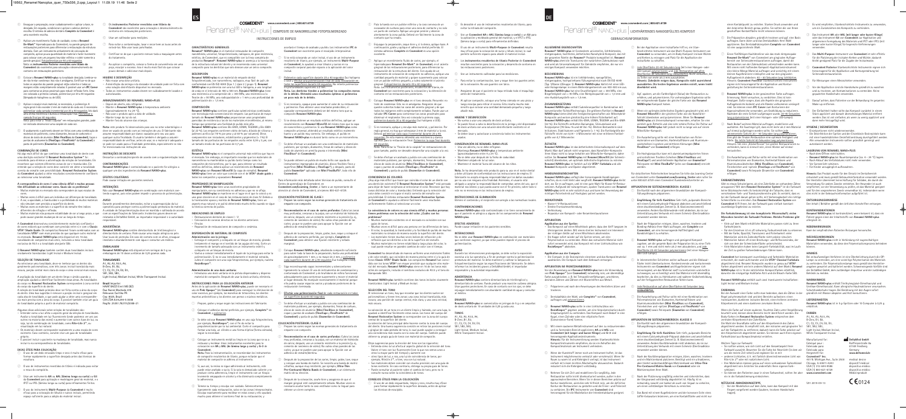# Renamel® NANO+plus

## COMPOSITE DE NANORRELLENO FOTOPOLIMERIZADO

### INSTRUCCIONES DE EMPLEO

# Renamel® NANO+plus

## LICHTHÄRTENDES NANOGEFÜLLTES KOMPOSIT

### GEBRAUCHSINFORMATION